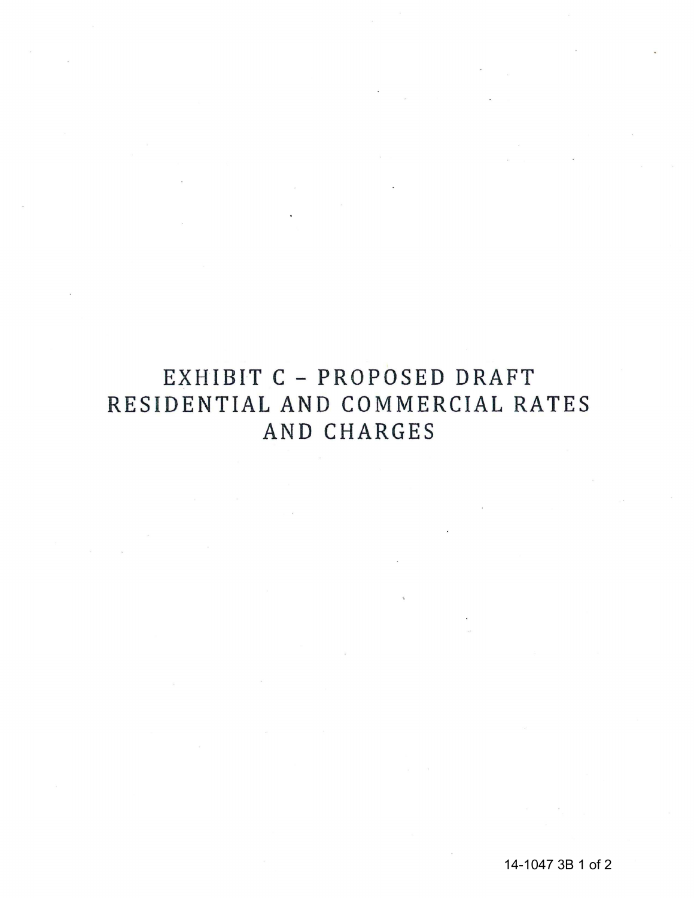# EXHIBIT C – PROPOSED DRAFT RESIDENTIAL AND COMMERCIAL RATES AND CHARGES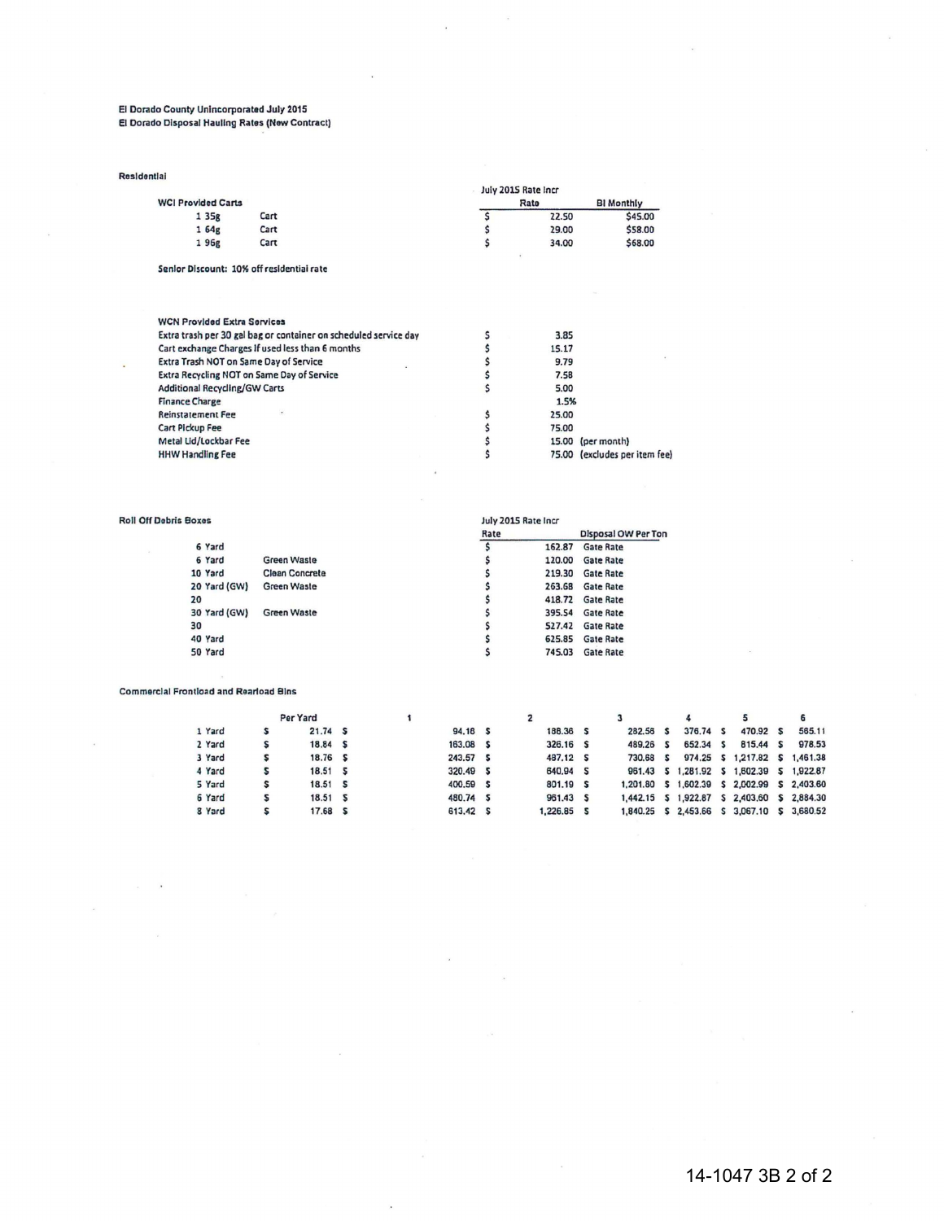**El Dorado County Unincorporated July 2015**
**El Dorado Disposal Hauling Rates (New Contract)**

**Residential**

| WCI Provided Carts | | July 2015 Rate Incr Rate | Bi Monthly |
|---|---|---|---|
| 1 35g | Cart | $ 22.50 | $45.00 |
| 1 64g | Cart | $ 29.00 | $58.00 |
| 1 96g | Cart | $ 34.00 | $68.00 |

**Senior Discount: 10% off residential rate**

| WCN Provided Extra Services | |
|---|---|
| Extra trash per 30 gal bag or container on scheduled service day | $ 3.85 |
| Cart exchange Charges if used less than 6 months | $ 15.17 |
| Extra Trash NOT on Same Day of Service | $ 9.79 |
| Extra Recycling NOT on Same Day of Service | $ 7.58 |
| Additional Recycling/GW Carts | $ 5.00 |
| Finance Charge | 1.5% |
| Reinstatement Fee | $ 25.00 |
| Cart Pickup Fee | $ 75.00 |
| Metal Lid/Lockbar Fee | $ 15.00 (per month) |
| HHW Handling Fee | $ 75.00 (excludes per item fee) |

**Roll Off Debris Boxes**

| | | July 2015 Rate Incr Rate | Disposal OW Per Ton |
|---|---|---|---|
| 6 Yard | | $ 162.87 | Gate Rate |
| 6 Yard | Green Waste | $ 120.00 | Gate Rate |
| 10 Yard | Clean Concrete | $ 219.30 | Gate Rate |
| 20 Yard (GW) | Green Waste | $ 263.68 | Gate Rate |
| 20 | | $ 418.72 | Gate Rate |
| 30 Yard (GW) | Green Waste | $ 395.54 | Gate Rate |
| 30 | | $ 527.42 | Gate Rate |
| 40 Yard | | $ 625.85 | Gate Rate |
| 50 Yard | | $ 745.03 | Gate Rate |

**Commercial Frontload and Rearload Bins**

| | Per Yard | 1 | 2 | 3 | 4 | 5 | 6 |
|---|---|---|---|---|---|---|---|
| 1 Yard | $ 21.74 | $ 94.18 | $ 188.36 | $ 282.56 | $ 376.74 | $ 470.92 | $ 565.11 |
| 2 Yard | $ 18.84 | $ 163.08 | $ 326.16 | $ 489.26 | $ 652.34 | $ 815.44 | $ 978.53 |
| 3 Yard | $ 18.76 | $ 243.57 | $ 487.12 | $ 730.68 | $ 974.25 | $ 1,217.82 | $ 1,461.38 |
| 4 Yard | $ 18.51 | $ 320.49 | $ 640.94 | $ 961.43 | $ 1,281.92 | $ 1,602.39 | $ 1,922.87 |
| 5 Yard | $ 18.51 | $ 400.59 | $ 801.19 | $ 1,201.80 | $ 1,602.39 | $ 2,002.99 | $ 2,403.60 |
| 6 Yard | $ 18.51 | $ 480.74 | $ 961.43 | $ 1,442.15 | $ 1,922.87 | $ 2,403.60 | $ 2,884.30 |
| 8 Yard | $ 17.68 | $ 613.42 | $ 1,226.85 | $ 1,840.25 | $ 2,453.66 | $ 3,067.10 | $ 3,680.52 |

14-1047 3B 2 of 2